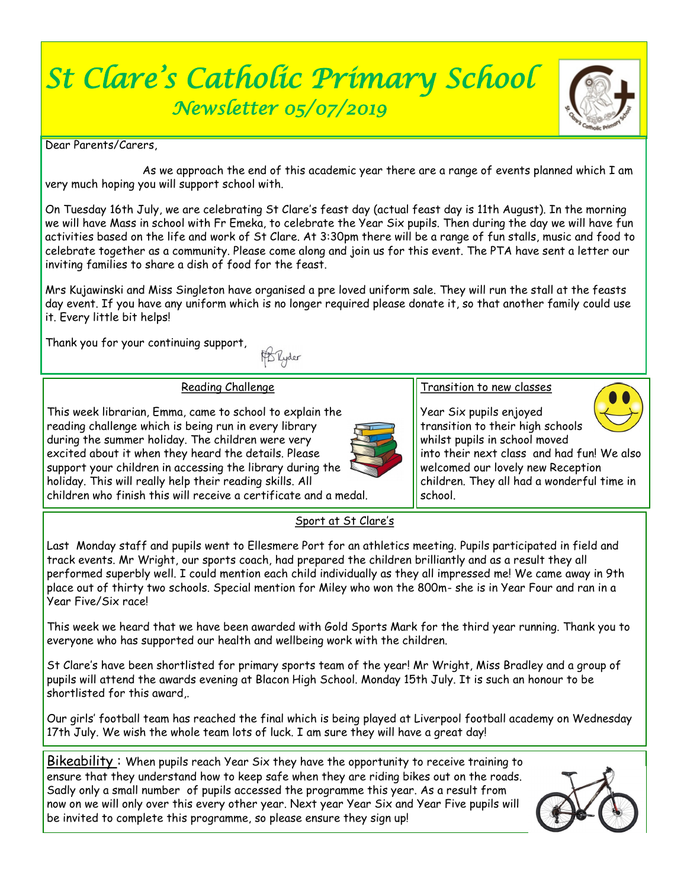# St Clare's Catholic Primary School

## Newsletter 05/07/2019

Dear Parents/Carers,

As we approach the end of this academic year there are a range of events planned which I am very much hoping you will support school with.

On Tuesday 16th July, we are celebrating St Clare's feast day (actual feast day is 11th August). In the morning we will have Mass in school with Fr Emeka, to celebrate the Year Six pupils. Then during the day we will have fun activities based on the life and work of St Clare. At 3:30pm there will be a range of fun stalls, music and food to celebrate together as a community. Please come along and join us for this event. The PTA have sent a letter our inviting families to share a dish of food for the feast.

Mrs Kujawinski and Miss Singleton have organised a pre loved uniform sale. They will run the stall at the feasts day event. If you have any uniform which is no longer required please donate it, so that another family could use it. Every little bit helps!

Thank you for your continuing support,

MB Ryder

### Reading Challenge

This week librarian, Emma, came to school to explain the reading challenge which is being run in every library during the summer holiday. The children were very excited about it when they heard the details. Please support your children in accessing the library during the holiday. This will really help their reading skills. All children who finish this will receive a certificate and a medal.

### Transition to new classes

Year Six pupils enjoyed transition to their high schools whilst pupils in school moved into their next class and had fun! We also welcomed our lovely new Reception children. They all had a wonderful time in school.

### Sport at St Clare's

Last Monday staff and pupils went to Ellesmere Port for an athletics meeting. Pupils participated in field and track events. Mr Wright, our sports coach, had prepared the children brilliantly and as a result they all performed superbly well. I could mention each child individually as they all impressed me! We came away in 9th place out of thirty two schools. Special mention for Miley who won the 800m- she is in Year Four and ran in a Year Five/Six race!

This week we heard that we have been awarded with Gold Sports Mark for the third year running. Thank you to everyone who has supported our health and wellbeing work with the children.

St Clare's have been shortlisted for primary sports team of the year! Mr Wright, Miss Bradley and a group of pupils will attend the awards evening at Blacon High School. Monday 15th July. It is such an honour to be shortlisted for this award,.

Our girls' football team has reached the final which is being played at Liverpool football academy on Wednesday 17th July. We wish the whole team lots of luck. I am sure they will have a great day!

**Bikeability** : When pupils reach Year Six they have the opportunity to receive training to ensure that they understand how to keep safe when they are riding bikes out on the roads. Sadly only a small number of pupils accessed the programme this year. As a result from now on we will only over this every other year. Next year Year Six and Year Five pupils will be invited to complete this programme, so please ensure they sign up!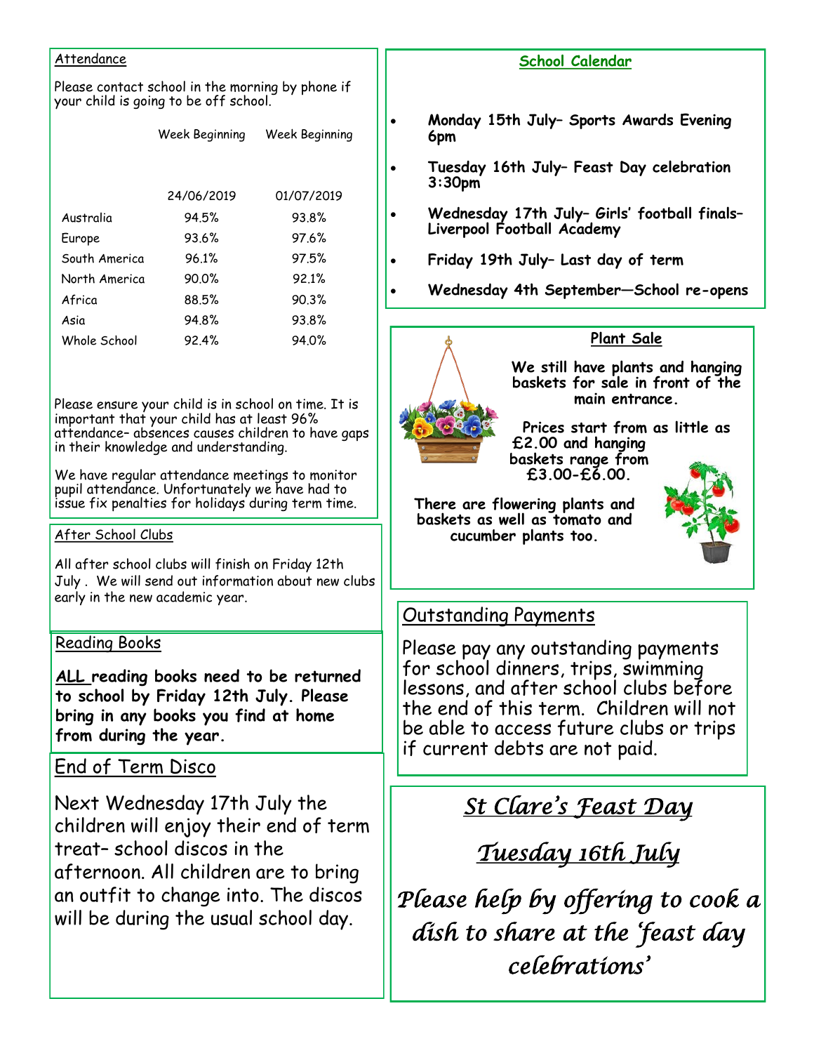## Attendance

Please contact school in the morning by phone if your child is going to be off school.

| | Week Beginning 24/06/2019 | Week Beginning 01/07/2019 |
|---|---|---|
| Australia | 94.5% | 93.8% |
| Europe | 93.6% | 97.6% |
| South America | 96.1% | 97.5% |
| North America | 90.0% | 92.1% |
| Africa | 88.5% | 90.3% |
| Asia | 94.8% | 93.8% |
| Whole School | 92.4% | 94.0% |

Please ensure your child is in school on time. It is important that your child has at least 96% attendance– absences causes children to have gaps in their knowledge and understanding.

We have regular attendance meetings to monitor pupil attendance. Unfortunately we have had to issue fix penalties for holidays during term time.

## After School Clubs

All after school clubs will finish on Friday 12th July . We will send out information about new clubs early in the new academic year.

## Reading Books

**ALL reading books need to be returned to school by Friday 12th July. Please bring in any books you find at home from during the year.**

## End of Term Disco

Next Wednesday 17th July the children will enjoy their end of term treat– school discos in the afternoon. All children are to bring an outfit to change into. The discos will be during the usual school day.

## School Calendar

- **Monday 15th July– Sports Awards Evening 6pm**
- **Tuesday 16th July– Feast Day celebration 3:30pm**
- **Wednesday 17th July– Girls' football finals– Liverpool Football Academy**
- **Friday 19th July– Last day of term**
- **Wednesday 4th September—School re-opens**

## Plant Sale

**We still have plants and hanging baskets for sale in front of the main entrance.**

**Prices start from as little as £2.00 and hanging baskets range from £3.00-£6.00.**

**There are flowering plants and baskets as well as tomato and cucumber plants too.**

## Outstanding Payments

Please pay any outstanding payments for school dinners, trips, swimming lessons, and after school clubs before the end of this term. Children will not be able to access future clubs or trips if current debts are not paid.

## *St Clare's Feast Day*

## *Tuesday 16th July*

*Please help by offering to cook a dish to share at the 'feast day celebrations'*